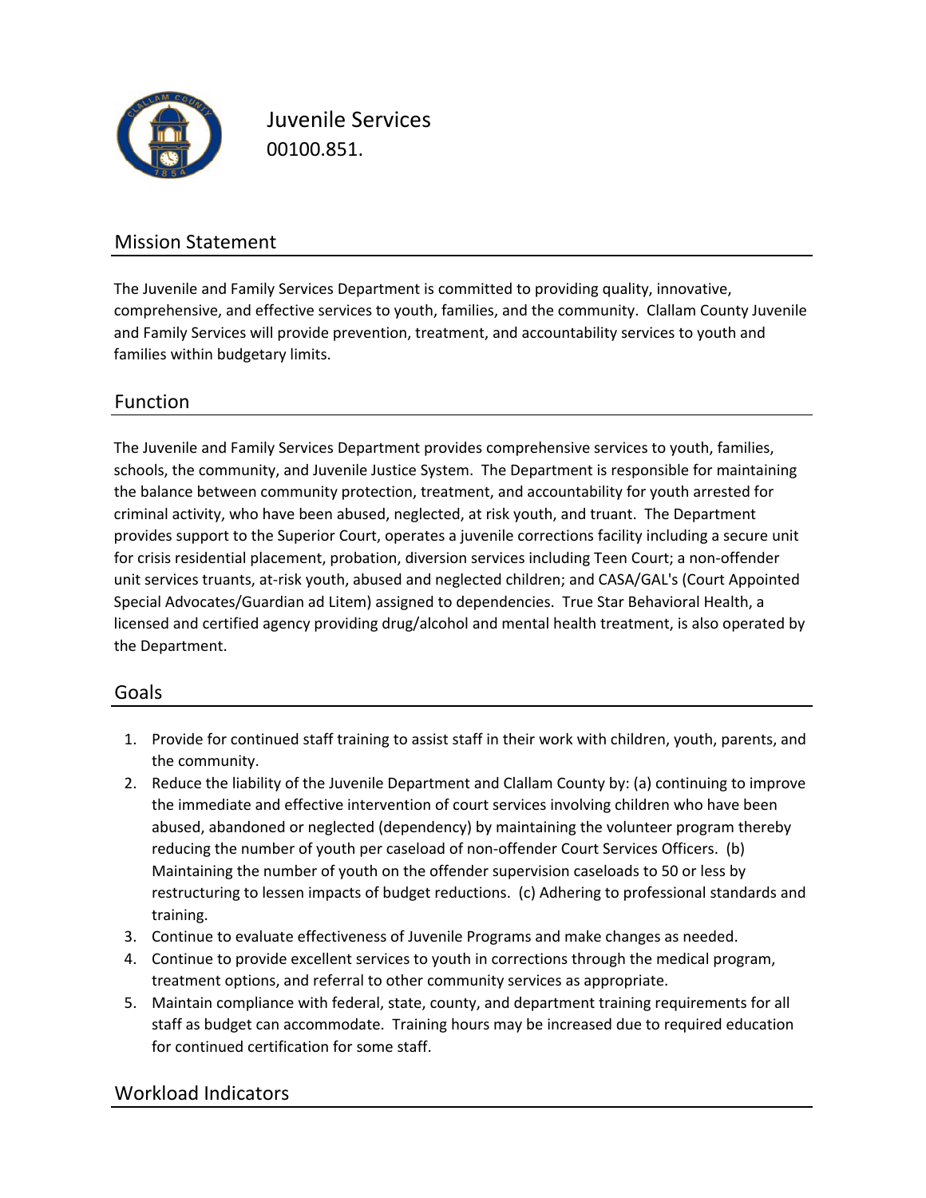# Juvenile Services

00100.851.

## Mission Statement

The Juvenile and Family Services Department is committed to providing quality, innovative, comprehensive, and effective services to youth, families, and the community. Clallam County Juvenile and Family Services will provide prevention, treatment, and accountability services to youth and families within budgetary limits.

## Function

The Juvenile and Family Services Department provides comprehensive services to youth, families, schools, the community, and Juvenile Justice System. The Department is responsible for maintaining the balance between community protection, treatment, and accountability for youth arrested for criminal activity, who have been abused, neglected, at risk youth, and truant. The Department provides support to the Superior Court, operates a juvenile corrections facility including a secure unit for crisis residential placement, probation, diversion services including Teen Court; a non-offender unit services truants, at-risk youth, abused and neglected children; and CASA/GAL's (Court Appointed Special Advocates/Guardian ad Litem) assigned to dependencies. True Star Behavioral Health, a licensed and certified agency providing drug/alcohol and mental health treatment, is also operated by the Department.

## Goals

1. Provide for continued staff training to assist staff in their work with children, youth, parents, and the community.
2. Reduce the liability of the Juvenile Department and Clallam County by: (a) continuing to improve the immediate and effective intervention of court services involving children who have been abused, abandoned or neglected (dependency) by maintaining the volunteer program thereby reducing the number of youth per caseload of non-offender Court Services Officers. (b) Maintaining the number of youth on the offender supervision caseloads to 50 or less by restructuring to lessen impacts of budget reductions. (c) Adhering to professional standards and training.
3. Continue to evaluate effectiveness of Juvenile Programs and make changes as needed.
4. Continue to provide excellent services to youth in corrections through the medical program, treatment options, and referral to other community services as appropriate.
5. Maintain compliance with federal, state, county, and department training requirements for all staff as budget can accommodate. Training hours may be increased due to required education for continued certification for some staff.

## Workload Indicators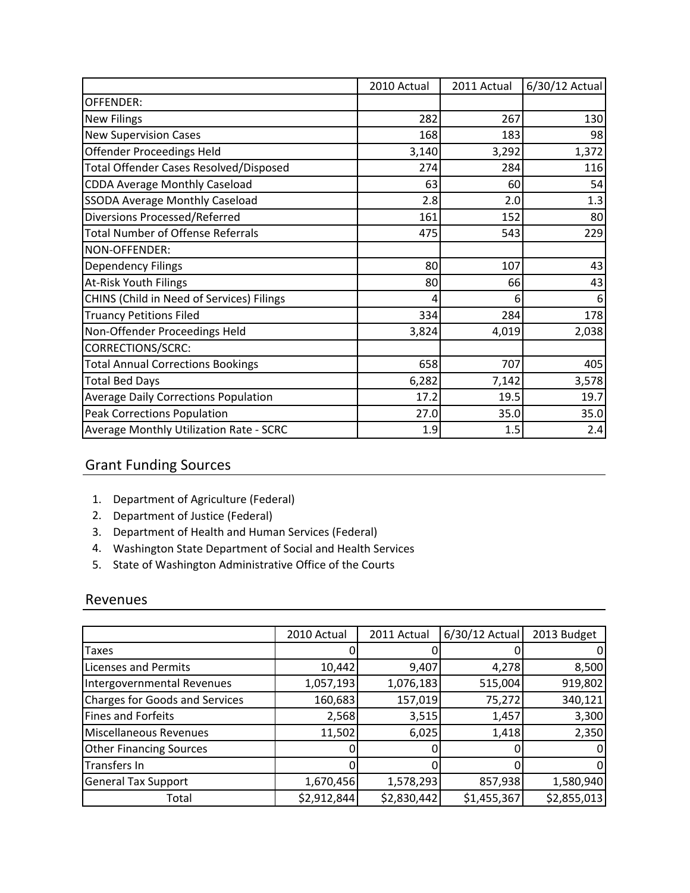| | 2010 Actual | 2011 Actual | 6/30/12 Actual |
|---|---|---|---|
| OFFENDER: | | | |
| New Filings | 282 | 267 | 130 |
| New Supervision Cases | 168 | 183 | 98 |
| Offender Proceedings Held | 3,140 | 3,292 | 1,372 |
| Total Offender Cases Resolved/Disposed | 274 | 284 | 116 |
| CDDA Average Monthly Caseload | 63 | 60 | 54 |
| SSODA Average Monthly Caseload | 2.8 | 2.0 | 1.3 |
| Diversions Processed/Referred | 161 | 152 | 80 |
| Total Number of Offense Referrals | 475 | 543 | 229 |
| NON-OFFENDER: | | | |
| Dependency Filings | 80 | 107 | 43 |
| At-Risk Youth Filings | 80 | 66 | 43 |
| CHINS (Child in Need of Services) Filings | 4 | 6 | 6 |
| Truancy Petitions Filed | 334 | 284 | 178 |
| Non-Offender Proceedings Held | 3,824 | 4,019 | 2,038 |
| CORRECTIONS/SCRC: | | | |
| Total Annual Corrections Bookings | 658 | 707 | 405 |
| Total Bed Days | 6,282 | 7,142 | 3,578 |
| Average Daily Corrections Population | 17.2 | 19.5 | 19.7 |
| Peak Corrections Population | 27.0 | 35.0 | 35.0 |
| Average Monthly Utilization Rate - SCRC | 1.9 | 1.5 | 2.4 |

## Grant Funding Sources

1. Department of Agriculture (Federal)
2. Department of Justice (Federal)
3. Department of Health and Human Services (Federal)
4. Washington State Department of Social and Health Services
5. State of Washington Administrative Office of the Courts

## Revenues

| | 2010 Actual | 2011 Actual | 6/30/12 Actual | 2013 Budget |
|---|---|---|---|---|
| Taxes | 0 | 0 | 0 | 0 |
| Licenses and Permits | 10,442 | 9,407 | 4,278 | 8,500 |
| Intergovernmental Revenues | 1,057,193 | 1,076,183 | 515,004 | 919,802 |
| Charges for Goods and Services | 160,683 | 157,019 | 75,272 | 340,121 |
| Fines and Forfeits | 2,568 | 3,515 | 1,457 | 3,300 |
| Miscellaneous Revenues | 11,502 | 6,025 | 1,418 | 2,350 |
| Other Financing Sources | 0 | 0 | 0 | 0 |
| Transfers In | 0 | 0 | 0 | 0 |
| General Tax Support | 1,670,456 | 1,578,293 | 857,938 | 1,580,940 |
| Total | $2,912,844 | $2,830,442 | $1,455,367 | $2,855,013 |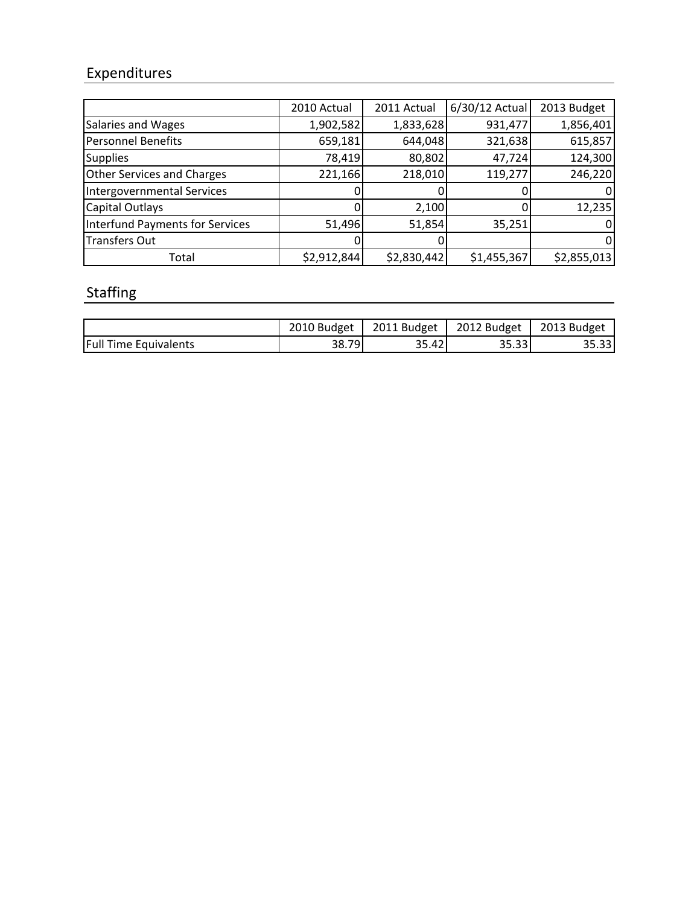## Expenditures

| | 2010 Actual | 2011 Actual | 6/30/12 Actual | 2013 Budget |
|---|---|---|---|---|
| Salaries and Wages | 1,902,582 | 1,833,628 | 931,477 | 1,856,401 |
| Personnel Benefits | 659,181 | 644,048 | 321,638 | 615,857 |
| Supplies | 78,419 | 80,802 | 47,724 | 124,300 |
| Other Services and Charges | 221,166 | 218,010 | 119,277 | 246,220 |
| Intergovernmental Services | 0 | 0 | 0 | 0 |
| Capital Outlays | 0 | 2,100 | 0 | 12,235 |
| Interfund Payments for Services | 51,496 | 51,854 | 35,251 | 0 |
| Transfers Out | 0 | 0 | | 0 |
| Total | $2,912,844 | $2,830,442 | $1,455,367 | $2,855,013 |

## Staffing

| | 2010 Budget | 2011 Budget | 2012 Budget | 2013 Budget |
|---|---|---|---|---|
| Full Time Equivalents | 38.79 | 35.42 | 35.33 | 35.33 |